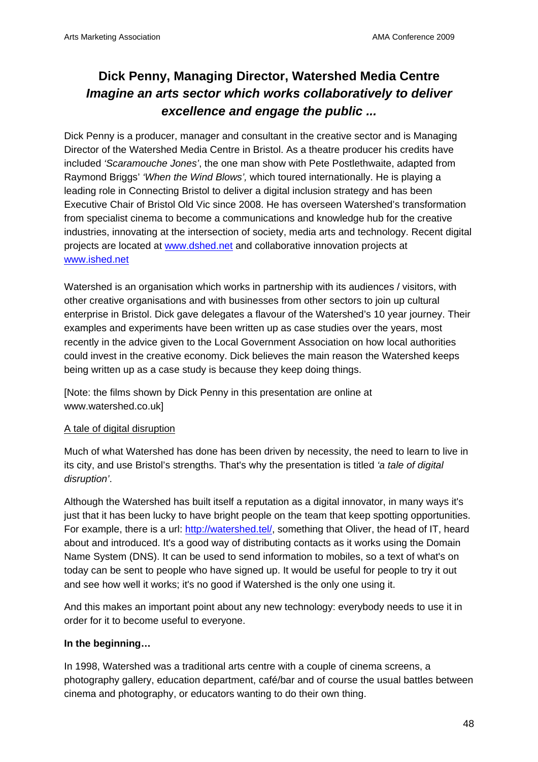# Dick Penny, Managing Director, Watershed Media Centre
## *Imagine an arts sector which works collaboratively to deliver excellence and engage the public ...*

Dick Penny is a producer, manager and consultant in the creative sector and is Managing Director of the Watershed Media Centre in Bristol. As a theatre producer his credits have included *'Scaramouche Jones'*, the one man show with Pete Postlethwaite, adapted from Raymond Briggs' *'When the Wind Blows',* which toured internationally. He is playing a leading role in Connecting Bristol to deliver a digital inclusion strategy and has been Executive Chair of Bristol Old Vic since 2008. He has overseen Watershed's transformation from specialist cinema to become a communications and knowledge hub for the creative industries, innovating at the intersection of society, media arts and technology. Recent digital projects are located at www.dshed.net and collaborative innovation projects at www.ished.net

Watershed is an organisation which works in partnership with its audiences / visitors, with other creative organisations and with businesses from other sectors to join up cultural enterprise in Bristol. Dick gave delegates a flavour of the Watershed's 10 year journey. Their examples and experiments have been written up as case studies over the years, most recently in the advice given to the Local Government Association on how local authorities could invest in the creative economy. Dick believes the main reason the Watershed keeps being written up as a case study is because they keep doing things.

[Note: the films shown by Dick Penny in this presentation are online at www.watershed.co.uk]

A tale of digital disruption

Much of what Watershed has done has been driven by necessity, the need to learn to live in its city, and use Bristol's strengths. That's why the presentation is titled *'a tale of digital disruption'*.

Although the Watershed has built itself a reputation as a digital innovator, in many ways it's just that it has been lucky to have bright people on the team that keep spotting opportunities. For example, there is a url: http://watershed.tel/, something that Oliver, the head of IT, heard about and introduced. It's a good way of distributing contacts as it works using the Domain Name System (DNS). It can be used to send information to mobiles, so a text of what's on today can be sent to people who have signed up. It would be useful for people to try it out and see how well it works; it's no good if Watershed is the only one using it.

And this makes an important point about any new technology: everybody needs to use it in order for it to become useful to everyone.

**In the beginning…**

In 1998, Watershed was a traditional arts centre with a couple of cinema screens, a photography gallery, education department, café/bar and of course the usual battles between cinema and photography, or educators wanting to do their own thing.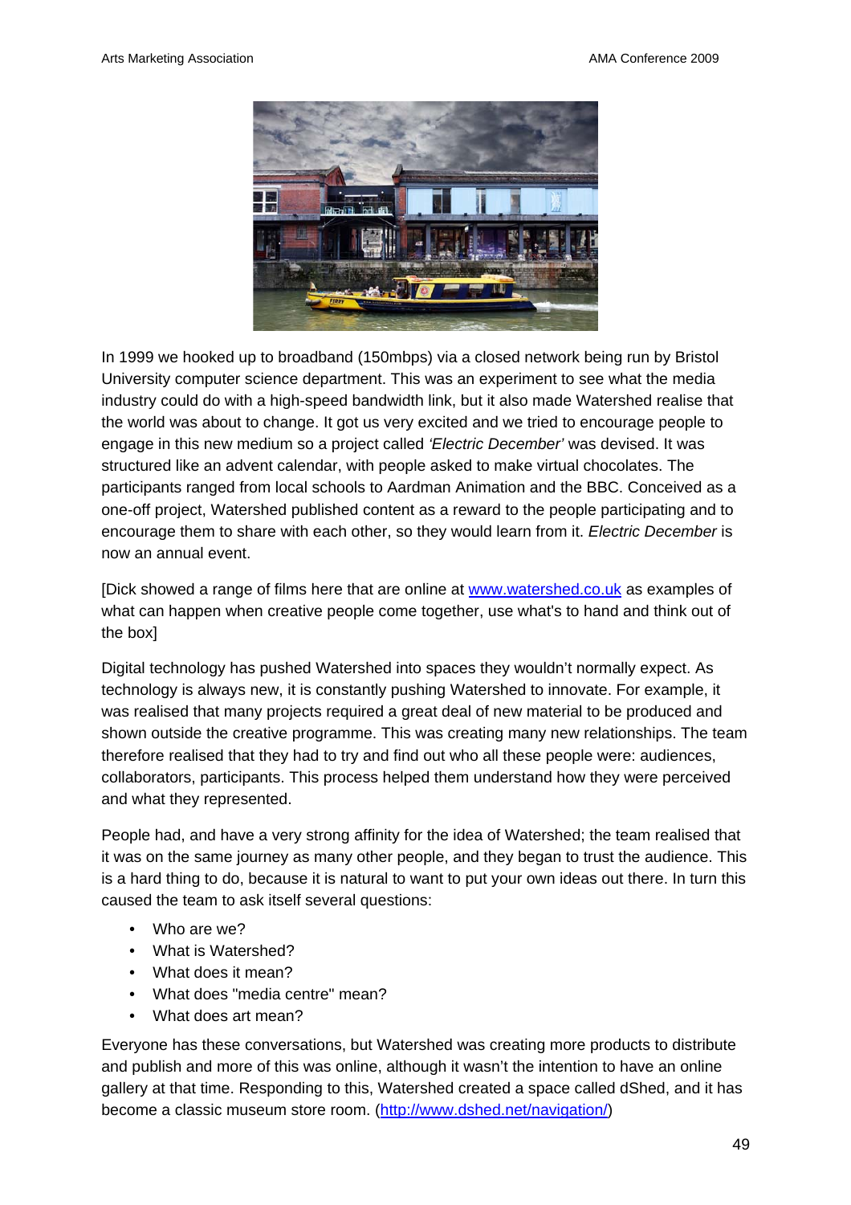In 1999 we hooked up to broadband (150mbps) via a closed network being run by Bristol University computer science department. This was an experiment to see what the media industry could do with a high-speed bandwidth link, but it also made Watershed realise that the world was about to change. It got us very excited and we tried to encourage people to engage in this new medium so a project called *'Electric December'* was devised. It was structured like an advent calendar, with people asked to make virtual chocolates. The participants ranged from local schools to Aardman Animation and the BBC. Conceived as a one-off project, Watershed published content as a reward to the people participating and to encourage them to share with each other, so they would learn from it. *Electric December* is now an annual event.

[Dick showed a range of films here that are online at www.watershed.co.uk as examples of what can happen when creative people come together, use what's to hand and think out of the box]

Digital technology has pushed Watershed into spaces they wouldn't normally expect. As technology is always new, it is constantly pushing Watershed to innovate. For example, it was realised that many projects required a great deal of new material to be produced and shown outside the creative programme. This was creating many new relationships. The team therefore realised that they had to try and find out who all these people were: audiences, collaborators, participants. This process helped them understand how they were perceived and what they represented.

People had, and have a very strong affinity for the idea of Watershed; the team realised that it was on the same journey as many other people, and they began to trust the audience. This is a hard thing to do, because it is natural to want to put your own ideas out there. In turn this caused the team to ask itself several questions:

- Who are we?
- What is Watershed?
- What does it mean?
- What does "media centre" mean?
- What does art mean?

Everyone has these conversations, but Watershed was creating more products to distribute and publish and more of this was online, although it wasn't the intention to have an online gallery at that time. Responding to this, Watershed created a space called dShed, and it has become a classic museum store room. (http://www.dshed.net/navigation/)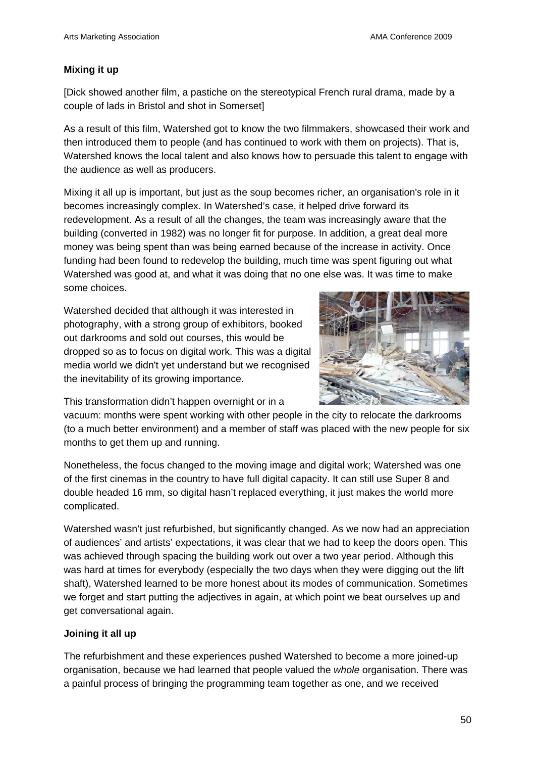**Mixing it up**

[Dick showed another film, a pastiche on the stereotypical French rural drama, made by a couple of lads in Bristol and shot in Somerset]

As a result of this film, Watershed got to know the two filmmakers, showcased their work and then introduced them to people (and has continued to work with them on projects). That is, Watershed knows the local talent and also knows how to persuade this talent to engage with the audience as well as producers.

Mixing it all up is important, but just as the soup becomes richer, an organisation's role in it becomes increasingly complex. In Watershed's case, it helped drive forward its redevelopment. As a result of all the changes, the team was increasingly aware that the building (converted in 1982) was no longer fit for purpose. In addition, a great deal more money was being spent than was being earned because of the increase in activity. Once funding had been found to redevelop the building, much time was spent figuring out what Watershed was good at, and what it was doing that no one else was. It was time to make some choices.

Watershed decided that although it was interested in photography, with a strong group of exhibitors, booked out darkrooms and sold out courses, this would be dropped so as to focus on digital work. This was a digital media world we didn't yet understand but we recognised the inevitability of its growing importance.

This transformation didn't happen overnight or in a vacuum: months were spent working with other people in the city to relocate the darkrooms (to a much better environment) and a member of staff was placed with the new people for six months to get them up and running.

Nonetheless, the focus changed to the moving image and digital work; Watershed was one of the first cinemas in the country to have full digital capacity. It can still use Super 8 and double headed 16 mm, so digital hasn't replaced everything, it just makes the world more complicated.

Watershed wasn't just refurbished, but significantly changed. As we now had an appreciation of audiences' and artists' expectations, it was clear that we had to keep the doors open. This was achieved through spacing the building work out over a two year period. Although this was hard at times for everybody (especially the two days when they were digging out the lift shaft), Watershed learned to be more honest about its modes of communication. Sometimes we forget and start putting the adjectives in again, at which point we beat ourselves up and get conversational again.

**Joining it all up**

The refurbishment and these experiences pushed Watershed to become a more joined-up organisation, because we had learned that people valued the *whole* organisation. There was a painful process of bringing the programming team together as one, and we received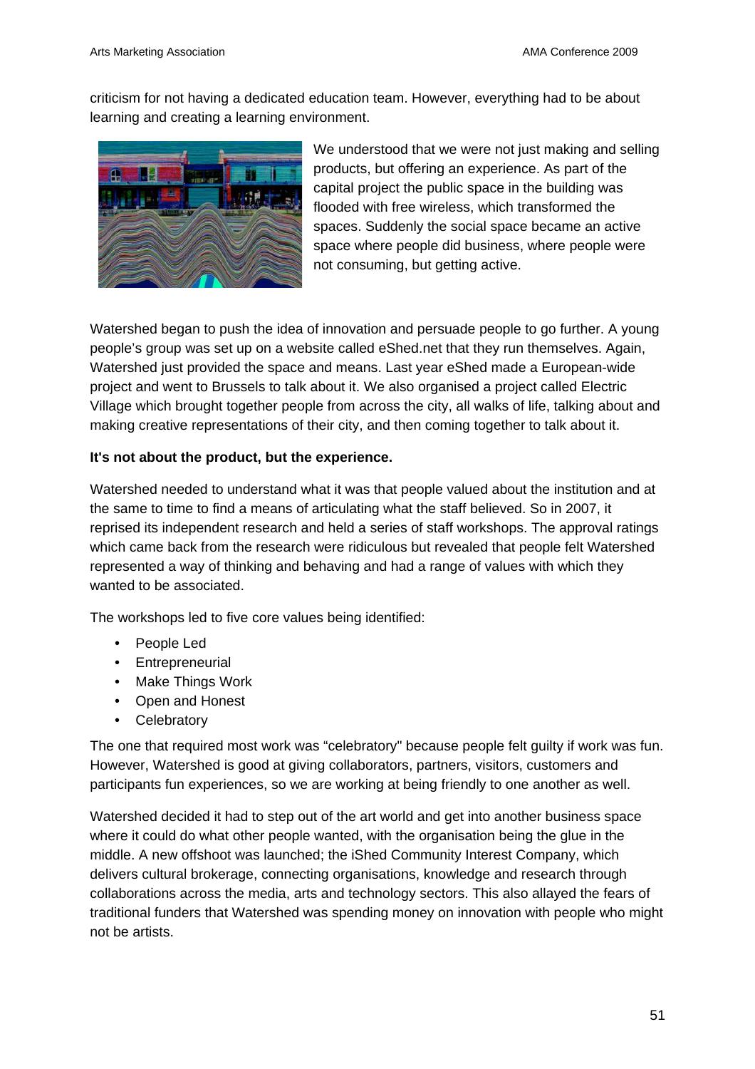criticism for not having a dedicated education team. However, everything had to be about learning and creating a learning environment.

We understood that we were not just making and selling products, but offering an experience. As part of the capital project the public space in the building was flooded with free wireless, which transformed the spaces. Suddenly the social space became an active space where people did business, where people were not consuming, but getting active.

Watershed began to push the idea of innovation and persuade people to go further. A young people's group was set up on a website called eShed.net that they run themselves. Again, Watershed just provided the space and means. Last year eShed made a European-wide project and went to Brussels to talk about it. We also organised a project called Electric Village which brought together people from across the city, all walks of life, talking about and making creative representations of their city, and then coming together to talk about it.

**It's not about the product, but the experience.**

Watershed needed to understand what it was that people valued about the institution and at the same to time to find a means of articulating what the staff believed. So in 2007, it reprised its independent research and held a series of staff workshops. The approval ratings which came back from the research were ridiculous but revealed that people felt Watershed represented a way of thinking and behaving and had a range of values with which they wanted to be associated.

The workshops led to five core values being identified:

- People Led
- Entrepreneurial
- Make Things Work
- Open and Honest
- Celebratory

The one that required most work was "celebratory" because people felt guilty if work was fun. However, Watershed is good at giving collaborators, partners, visitors, customers and participants fun experiences, so we are working at being friendly to one another as well.

Watershed decided it had to step out of the art world and get into another business space where it could do what other people wanted, with the organisation being the glue in the middle. A new offshoot was launched; the iShed Community Interest Company, which delivers cultural brokerage, connecting organisations, knowledge and research through collaborations across the media, arts and technology sectors. This also allayed the fears of traditional funders that Watershed was spending money on innovation with people who might not be artists.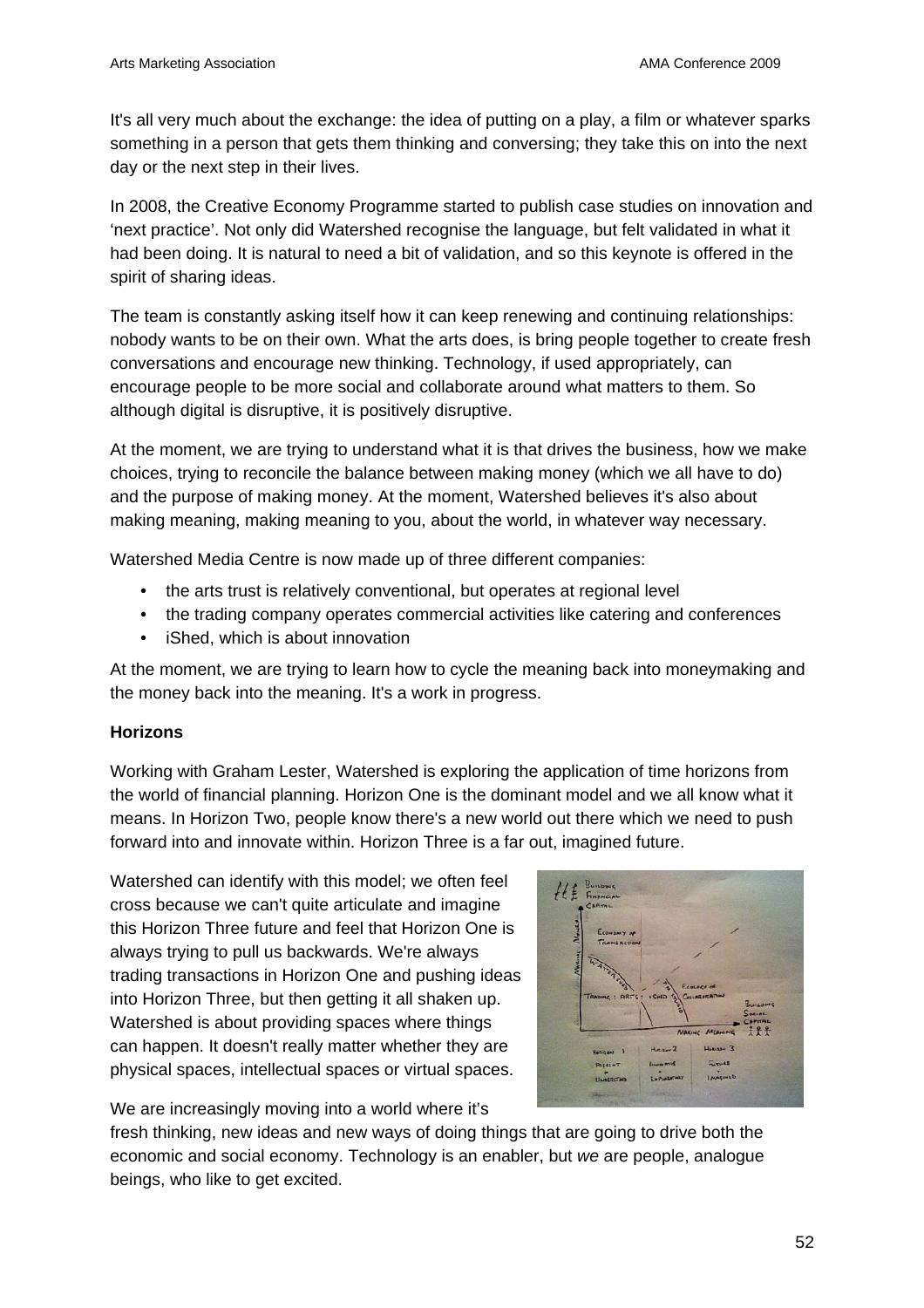It's all very much about the exchange: the idea of putting on a play, a film or whatever sparks something in a person that gets them thinking and conversing; they take this on into the next day or the next step in their lives.

In 2008, the Creative Economy Programme started to publish case studies on innovation and 'next practice'. Not only did Watershed recognise the language, but felt validated in what it had been doing. It is natural to need a bit of validation, and so this keynote is offered in the spirit of sharing ideas.

The team is constantly asking itself how it can keep renewing and continuing relationships: nobody wants to be on their own. What the arts does, is bring people together to create fresh conversations and encourage new thinking. Technology, if used appropriately, can encourage people to be more social and collaborate around what matters to them. So although digital is disruptive, it is positively disruptive.

At the moment, we are trying to understand what it is that drives the business, how we make choices, trying to reconcile the balance between making money (which we all have to do) and the purpose of making money. At the moment, Watershed believes it's also about making meaning, making meaning to you, about the world, in whatever way necessary.

Watershed Media Centre is now made up of three different companies:

- the arts trust is relatively conventional, but operates at regional level
- the trading company operates commercial activities like catering and conferences
- iShed, which is about innovation

At the moment, we are trying to learn how to cycle the meaning back into moneymaking and the money back into the meaning. It's a work in progress.

**Horizons**

Working with Graham Lester, Watershed is exploring the application of time horizons from the world of financial planning. Horizon One is the dominant model and we all know what it means. In Horizon Two, people know there's a new world out there which we need to push forward into and innovate within. Horizon Three is a far out, imagined future.

Watershed can identify with this model; we often feel cross because we can't quite articulate and imagine this Horizon Three future and feel that Horizon One is always trying to pull us backwards. We're always trading transactions in Horizon One and pushing ideas into Horizon Three, but then getting it all shaken up. Watershed is about providing spaces where things can happen. It doesn't really matter whether they are physical spaces, intellectual spaces or virtual spaces.

We are increasingly moving into a world where it's fresh thinking, new ideas and new ways of doing things that are going to drive both the economic and social economy. Technology is an enabler, but *we* are people, analogue beings, who like to get excited.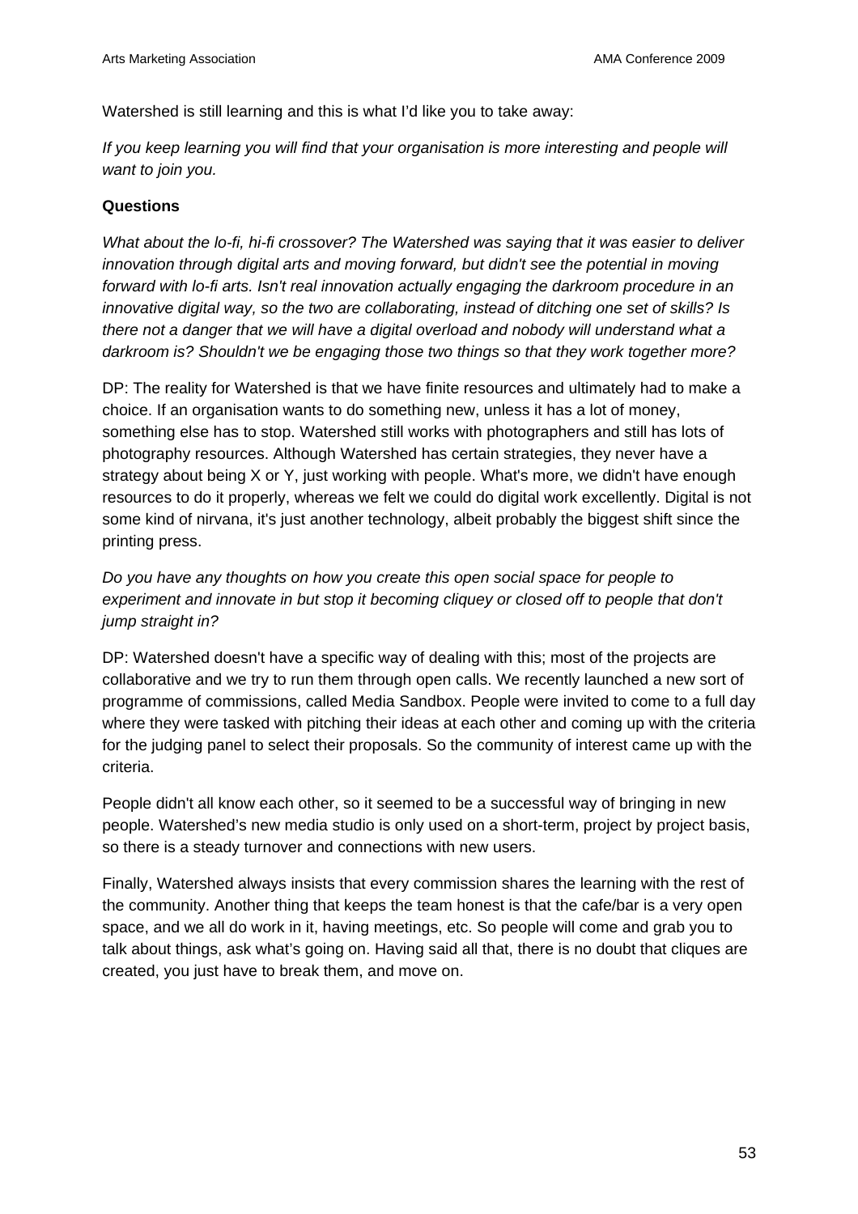Watershed is still learning and this is what I'd like you to take away:

*If you keep learning you will find that your organisation is more interesting and people will want to join you.*

**Questions**

*What about the lo-fi, hi-fi crossover? The Watershed was saying that it was easier to deliver innovation through digital arts and moving forward, but didn't see the potential in moving forward with lo-fi arts. Isn't real innovation actually engaging the darkroom procedure in an innovative digital way, so the two are collaborating, instead of ditching one set of skills? Is there not a danger that we will have a digital overload and nobody will understand what a darkroom is? Shouldn't we be engaging those two things so that they work together more?*

DP: The reality for Watershed is that we have finite resources and ultimately had to make a choice. If an organisation wants to do something new, unless it has a lot of money, something else has to stop. Watershed still works with photographers and still has lots of photography resources. Although Watershed has certain strategies, they never have a strategy about being X or Y, just working with people. What's more, we didn't have enough resources to do it properly, whereas we felt we could do digital work excellently. Digital is not some kind of nirvana, it's just another technology, albeit probably the biggest shift since the printing press.

*Do you have any thoughts on how you create this open social space for people to experiment and innovate in but stop it becoming cliquey or closed off to people that don't jump straight in?*

DP: Watershed doesn't have a specific way of dealing with this; most of the projects are collaborative and we try to run them through open calls. We recently launched a new sort of programme of commissions, called Media Sandbox. People were invited to come to a full day where they were tasked with pitching their ideas at each other and coming up with the criteria for the judging panel to select their proposals. So the community of interest came up with the criteria.

People didn't all know each other, so it seemed to be a successful way of bringing in new people. Watershed's new media studio is only used on a short-term, project by project basis, so there is a steady turnover and connections with new users.

Finally, Watershed always insists that every commission shares the learning with the rest of the community. Another thing that keeps the team honest is that the cafe/bar is a very open space, and we all do work in it, having meetings, etc. So people will come and grab you to talk about things, ask what's going on. Having said all that, there is no doubt that cliques are created, you just have to break them, and move on.